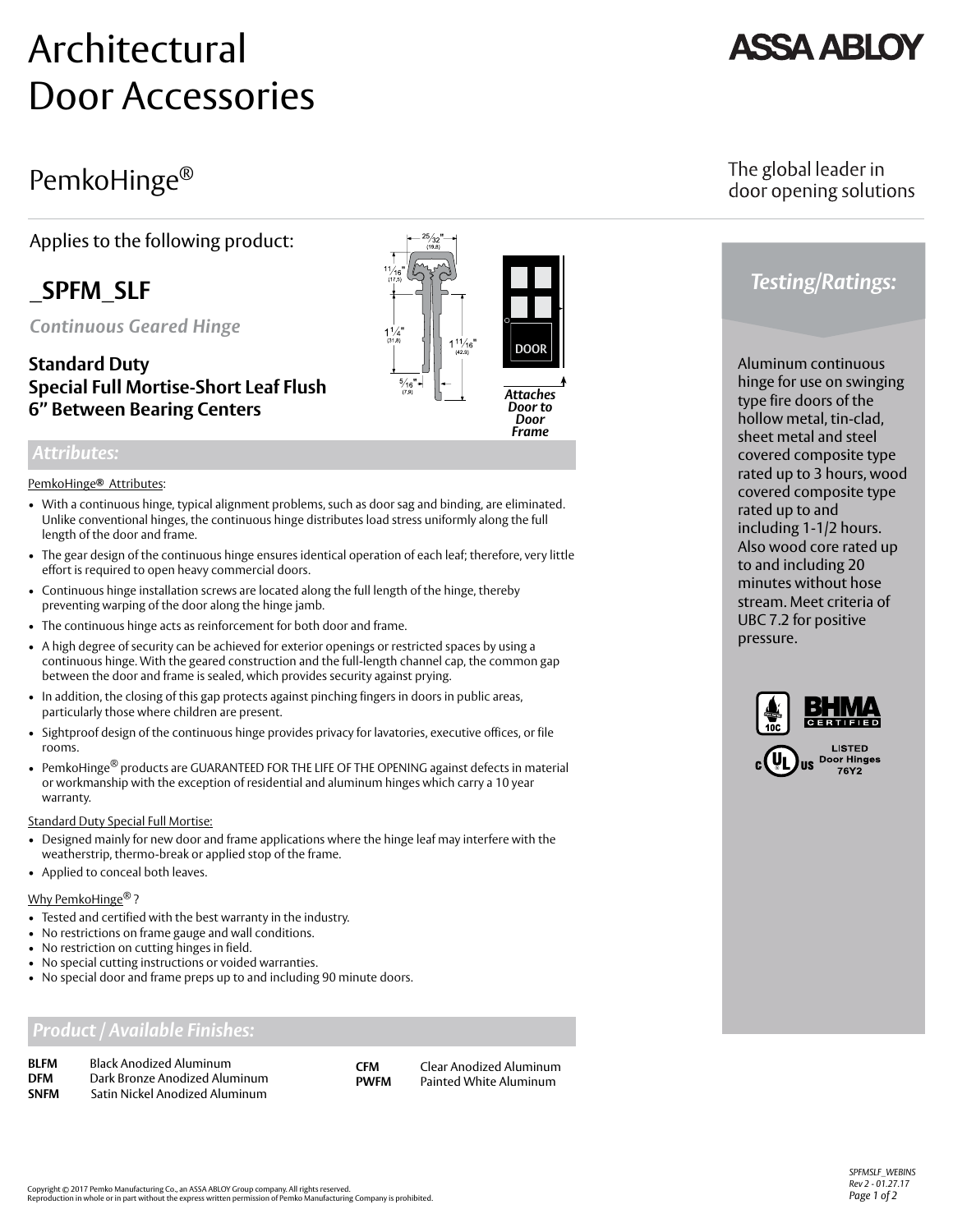# Architectural Door Accessories

ASSA ABLOY

## PemkoHinge®

The global leader in door opening solutions

Applies to the following product:

## _SPFM_SLF

*Continuous Geared Hinge*

**Standard Duty**
**Special Full Mortise-Short Leaf Flush**
**6" Between Bearing Centers**

25/32" (19,8)
11/16" (17,5)
1 1/4" (31,8)
1 11/16" (42,9)
5/16" (7,9)

DOOR

***Attaches Door to Door Frame***

### *Attributes:*

PemkoHinge® Attributes:

- With a continuous hinge, typical alignment problems, such as door sag and binding, are eliminated. Unlike conventional hinges, the continuous hinge distributes load stress uniformly along the full length of the door and frame.
- The gear design of the continuous hinge ensures identical operation of each leaf; therefore, very little effort is required to open heavy commercial doors.
- Continuous hinge installation screws are located along the full length of the hinge, thereby preventing warping of the door along the hinge jamb.
- The continuous hinge acts as reinforcement for both door and frame.
- A high degree of security can be achieved for exterior openings or restricted spaces by using a continuous hinge. With the geared construction and the full-length channel cap, the common gap between the door and frame is sealed, which provides security against prying.
- In addition, the closing of this gap protects against pinching fingers in doors in public areas, particularly those where children are present.
- Sightproof design of the continuous hinge provides privacy for lavatories, executive offices, or file rooms.
- PemkoHinge® products are GUARANTEED FOR THE LIFE OF THE OPENING against defects in material or workmanship with the exception of residential and aluminum hinges which carry a 10 year warranty.

Standard Duty Special Full Mortise:

- Designed mainly for new door and frame applications where the hinge leaf may interfere with the weatherstrip, thermo-break or applied stop of the frame.
- Applied to conceal both leaves.

Why PemkoHinge® ?

- Tested and certified with the best warranty in the industry.
- No restrictions on frame gauge and wall conditions.
- No restriction on cutting hinges in field.
- No special cutting instructions or voided warranties.
- No special door and frame preps up to and including 90 minute doors.

### *Product / Available Finishes:*

| | | | |
|---|---|---|---|
| **BLFM** | Black Anodized Aluminum | **CFM** | Clear Anodized Aluminum |
| **DFM** | Dark Bronze Anodized Aluminum | **PWFM** | Painted White Aluminum |
| **SNFM** | Satin Nickel Anodized Aluminum | | |

### *Testing/Ratings:*

Aluminum continuous hinge for use on swinging type fire doors of the hollow metal, tin-clad, sheet metal and steel covered composite type rated up to 3 hours, wood covered composite type rated up to and including 1-1/2 hours. Also wood core rated up to and including 20 minutes without hose stream. Meet criteria of UBC 7.2 for positive pressure.

10C BHMA CERTIFIED

c UL us LISTED Door Hinges 76Y2

Copyright © 2017 Pemko Manufacturing Co., an ASSA ABLOY Group company. All rights reserved.
Reproduction in whole or in part without the express written permission of Pemko Manufacturing Company is prohibited.

SPFMSLF_WEBINS
Rev 2 - 01.27.17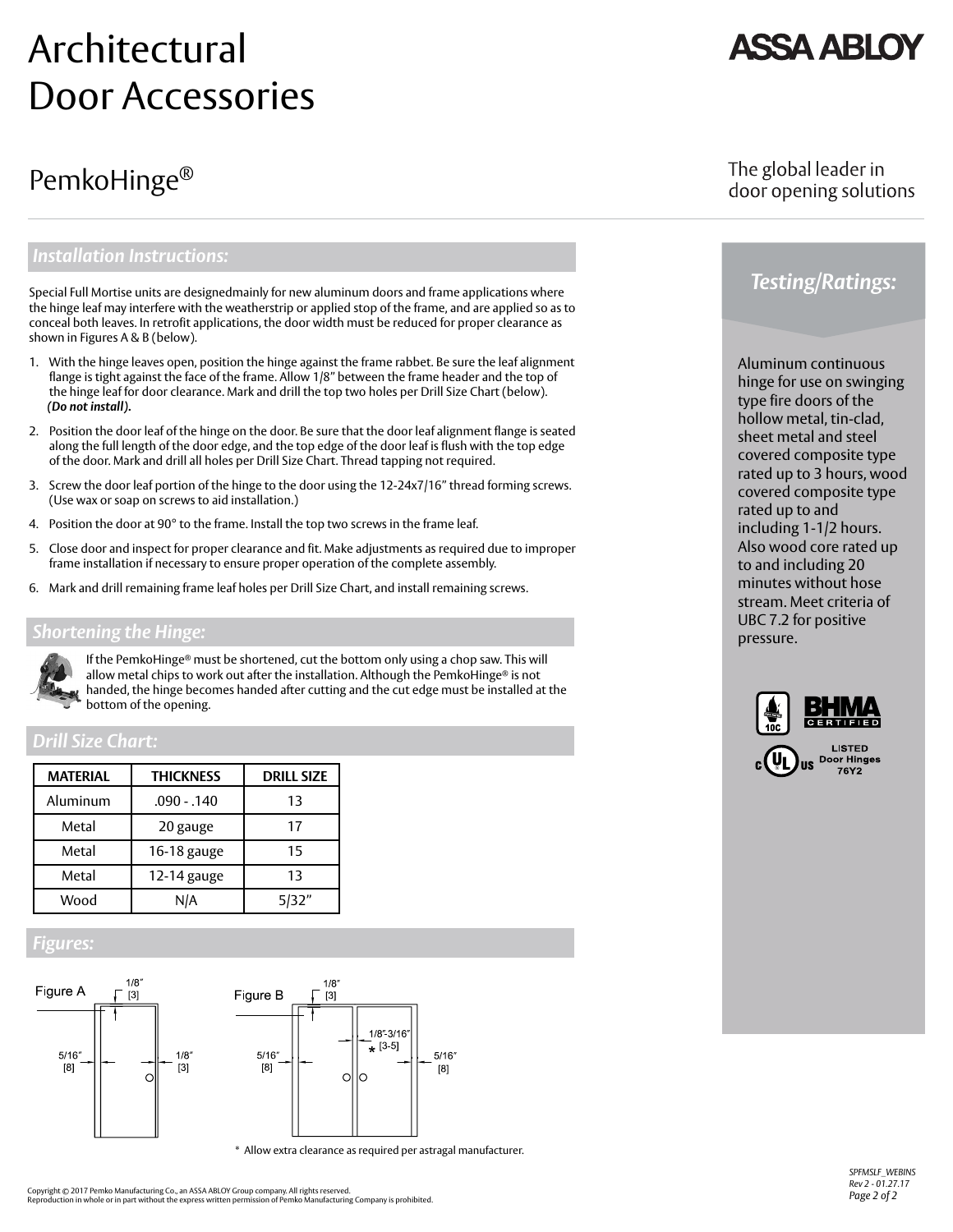# Architectural Door Accessories

ASSA ABLOY

## PemkoHinge®

The global leader in door opening solutions

### Installation Instructions:

Special Full Mortise units are designedmainly for new aluminum doors and frame applications where the hinge leaf may interfere with the weatherstrip or applied stop of the frame, and are applied so as to conceal both leaves. In retrofit applications, the door width must be reduced for proper clearance as shown in Figures A & B (below).

1. With the hinge leaves open, position the hinge against the frame rabbet. Be sure the leaf alignment flange is tight against the face of the frame. Allow 1/8" between the frame header and the top of the hinge leaf for door clearance. Mark and drill the top two holes per Drill Size Chart (below). ***(Do not install).***
2. Position the door leaf of the hinge on the door. Be sure that the door leaf alignment flange is seated along the full length of the door edge, and the top edge of the door leaf is flush with the top edge of the door. Mark and drill all holes per Drill Size Chart. Thread tapping not required.
3. Screw the door leaf portion of the hinge to the door using the 12-24x7/16" thread forming screws. (Use wax or soap on screws to aid installation.)
4. Position the door at 90° to the frame. Install the top two screws in the frame leaf.
5. Close door and inspect for proper clearance and fit. Make adjustments as required due to improper frame installation if necessary to ensure proper operation of the complete assembly.
6. Mark and drill remaining frame leaf holes per Drill Size Chart, and install remaining screws.

### Shortening the Hinge:

If the PemkoHinge® must be shortened, cut the bottom only using a chop saw. This will allow metal chips to work out after the installation. Although the PemkoHinge® is not handed, the hinge becomes handed after cutting and the cut edge must be installed at the bottom of the opening.

### Drill Size Chart:

| MATERIAL | THICKNESS | DRILL SIZE |
|---|---|---|
| Aluminum | .090 - .140 | 13 |
| Metal | 20 gauge | 17 |
| Metal | 16-18 gauge | 15 |
| Metal | 12-14 gauge | 13 |
| Wood | N/A | 5/32" |

### Figures:

Figure A
1/8" [3]
5/16" [8]
1/8" [3]

Figure B
1/8" [3]
1/8"-3/16" * [3-5]
5/16" [8]
5/16" [8]

\* Allow extra clearance as required per astragal manufacturer.

### Testing/Ratings:

Aluminum continuous hinge for use on swinging type fire doors of the hollow metal, tin-clad, sheet metal and steel covered composite type rated up to 3 hours, wood covered composite type rated up to and including 1-1/2 hours. Also wood core rated up to and including 20 minutes without hose stream. Meet criteria of UBC 7.2 for positive pressure.

10C
BHMA CERTIFIED
c UL us LISTED Door Hinges 76Y2

Copyright © 2017 Pemko Manufacturing Co., an ASSA ABLOY Group company. All rights reserved.
Reproduction in whole or in part without the express written permission of Pemko Manufacturing Company is prohibited.

SPFMSLF_WEBINS
Rev 2 - 01.27.17